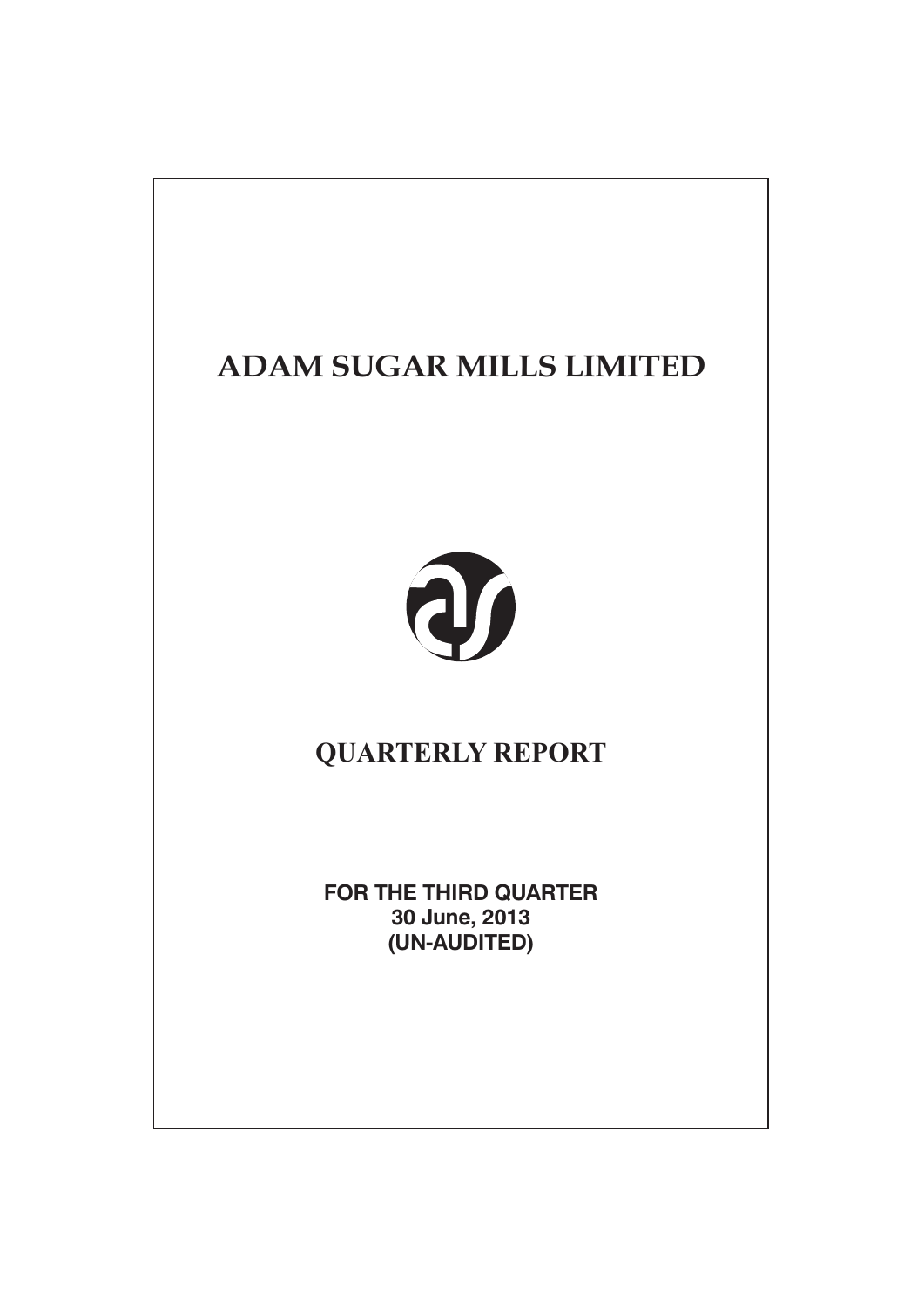# ADAM SUGAR MILLS LIMITED

## QUARTERLY REPORT

**FOR THE THIRD QUARTER**
**30 June, 2013**
**(UN-AUDITED)**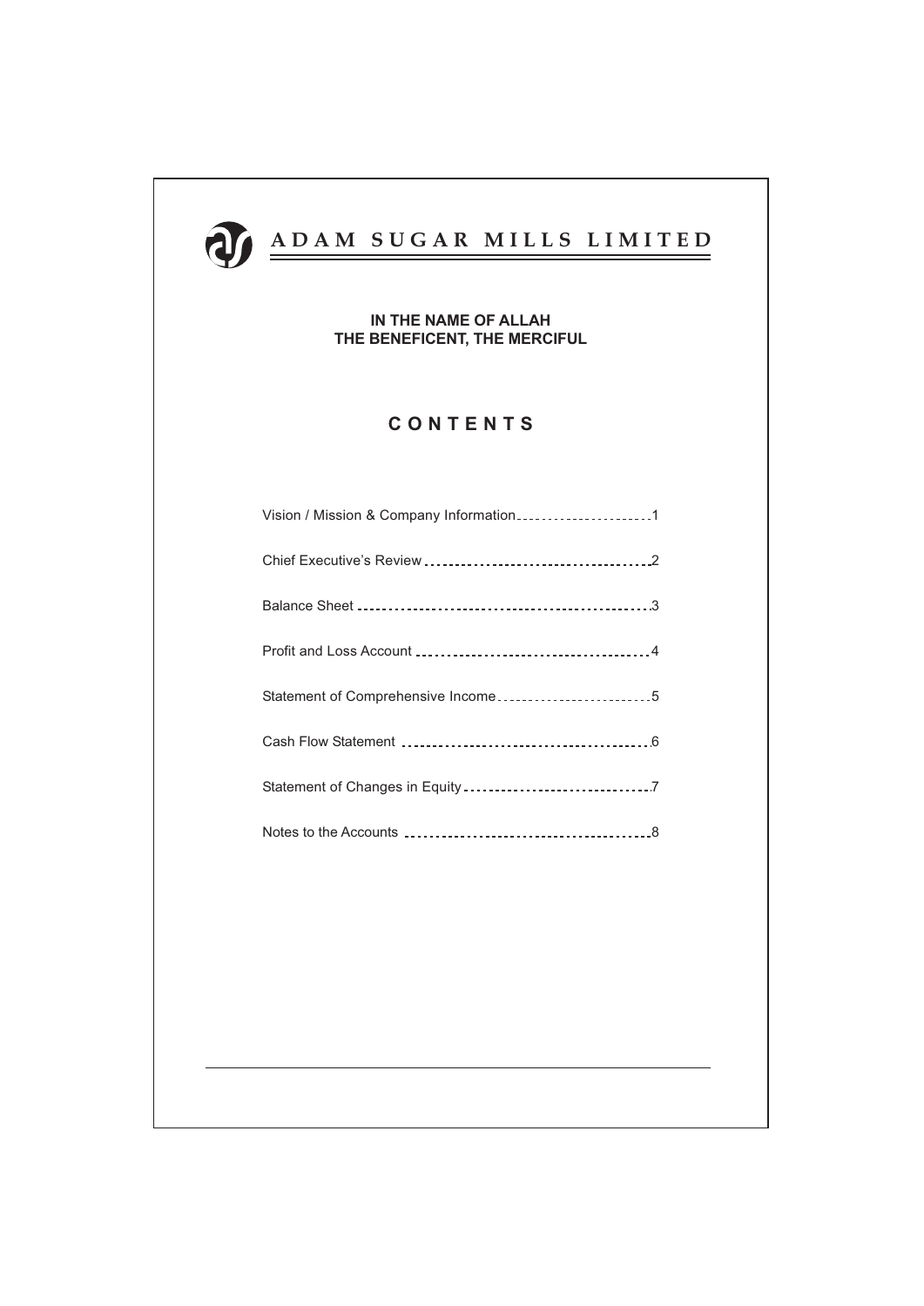# ADAM SUGAR MILLS LIMITED

**IN THE NAME OF ALLAH**
**THE BENEFICENT, THE MERCIFUL**

## CONTENTS

| | |
|---|---|
| Vision / Mission & Company Information | 1 |
| Chief Executive's Review | 2 |
| Balance Sheet | 3 |
| Profit and Loss Account | 4 |
| Statement of Comprehensive Income | 5 |
| Cash Flow Statement | 6 |
| Statement of Changes in Equity | 7 |
| Notes to the Accounts | 8 |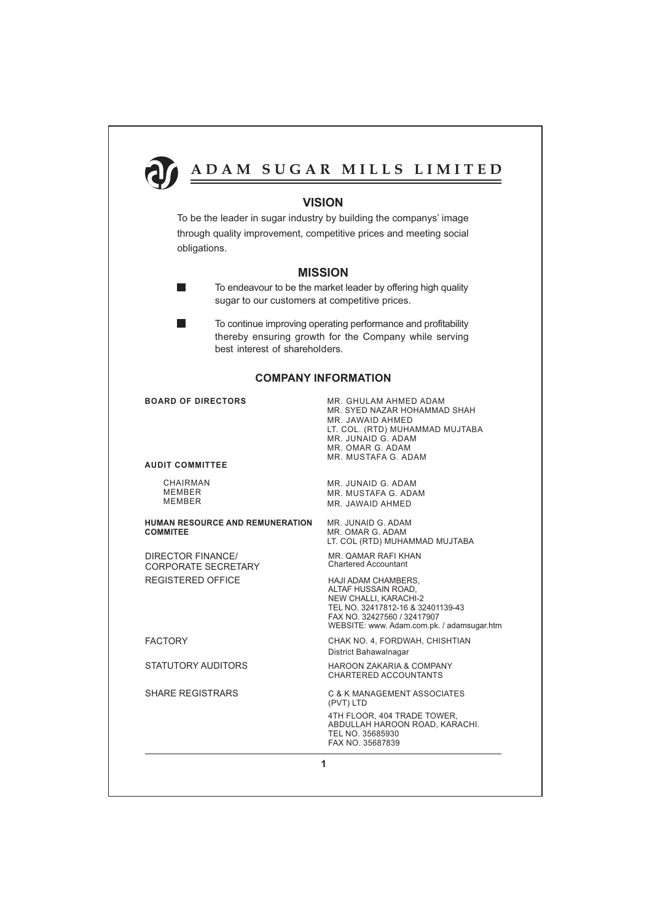# ADAM SUGAR MILLS LIMITED

## VISION

To be the leader in sugar industry by building the companys' image through quality improvement, competitive prices and meeting social obligations.

## MISSION

- To endeavour to be the market leader by offering high quality sugar to our customers at competitive prices.
- To continue improving operating performance and profitability thereby ensuring growth for the Company while serving best interest of shareholders.

## COMPANY INFORMATION

**BOARD OF DIRECTORS**

MR. GHULAM AHMED ADAM
MR. SYED NAZAR HOHAMMAD SHAH
MR. JAWAID AHMED
LT. COL. (RTD) MUHAMMAD MUJTABA
MR. JUNAID G. ADAM
MR. OMAR G. ADAM
MR. MUSTAFA G. ADAM

**AUDIT COMMITTEE**

| | |
|---|---|
| CHAIRMAN | MR. JUNAID G. ADAM |
| MEMBER | MR. MUSTAFA G. ADAM |
| MEMBER | MR. JAWAID AHMED |

**HUMAN RESOURCE AND REMUNERATION COMMITEE**

MR. JUNAID G. ADAM
MR. OMAR G. ADAM
LT. COL (RTD) MUHAMMAD MUJTABA

**DIRECTOR FINANCE/ CORPORATE SECRETARY**

MR. QAMAR RAFI KHAN
Chartered Accountant

**REGISTERED OFFICE**

HAJI ADAM CHAMBERS,
ALTAF HUSSAIN ROAD,
NEW CHALLI, KARACHI-2
TEL NO. 32417812-16 & 32401139-43
FAX NO. 32427560 / 32417907
WEBSITE: www. Adam.com.pk. / adamsugar.htm

**FACTORY**

CHAK NO. 4, FORDWAH, CHISHTIAN
District Bahawalnagar

**STATUTORY AUDITORS**

HAROON ZAKARIA & COMPANY
CHARTERED ACCOUNTANTS

**SHARE REGISTRARS**

C & K MANAGEMENT ASSOCIATES (PVT) LTD
4TH FLOOR, 404 TRADE TOWER,
ABDULLAH HAROON ROAD, KARACHI.
TEL NO. 35685930
FAX NO. 35687839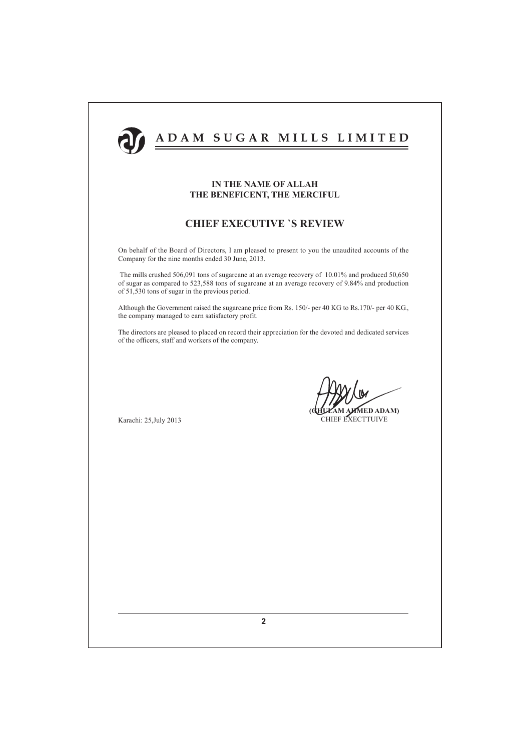# ADAM SUGAR MILLS LIMITED

**IN THE NAME OF ALLAH**
**THE BENEFICENT, THE MERCIFUL**

## CHIEF EXECUTIVE `S REVIEW

On behalf of the Board of Directors, I am pleased to present to you the unaudited accounts of the Company for the nine months ended 30 June, 2013.

The mills crushed 506,091 tons of sugarcane at an average recovery of 10.01% and produced 50,650 of sugar as compared to 523,588 tons of sugarcane at an average recovery of 9.84% and production of 51,530 tons of sugar in the previous period.

Although the Government raised the sugarcane price from Rs. 150/- per 40 KG to Rs.170/- per 40 KG., the company managed to earn satisfactory profit.

The directors are pleased to placed on record their appreciation for the devoted and dedicated services of the officers, staff and workers of the company.

**(GHULAM AHMED ADAM)**
CHIEF EXECTTUIVE

Karachi: 25,July 2013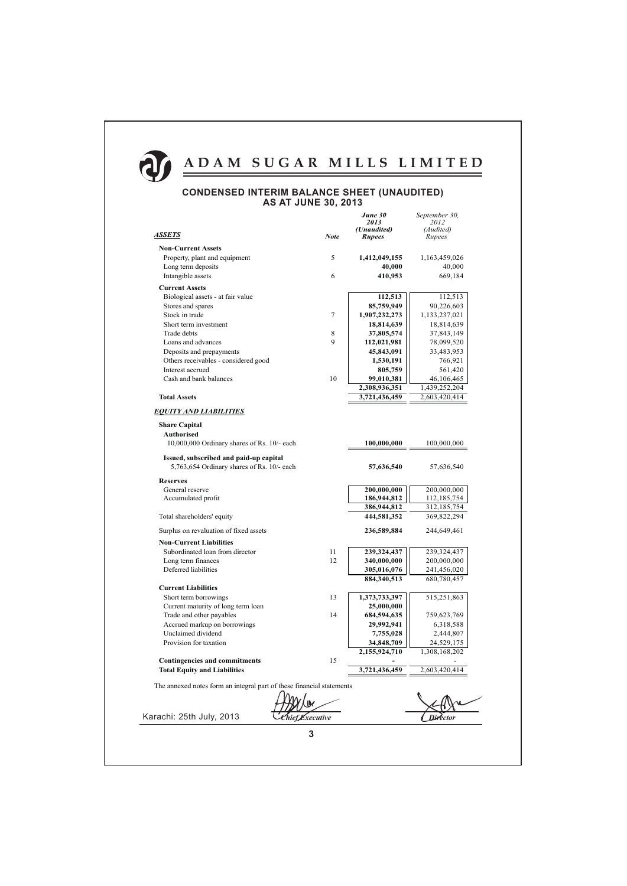# ADAM SUGAR MILLS LIMITED

## CONDENSED INTERIM BALANCE SHEET (UNAUDITED)
### AS AT JUNE 30, 2013

| ***ASSETS*** | ***Note*** | ***June 30 2013 (Unaudited) Rupees*** | *September 30, 2012 (Audited) Rupees* |
|---|---|---|---|
| **Non-Current Assets** | | | |
| Property, plant and equipment | 5 | **1,412,049,155** | 1,163,459,026 |
| Long term deposits | | **40,000** | 40,000 |
| Intangible assets | 6 | **410,953** | 669,184 |
| **Current Assets** | | | |
| Biological assets - at fair value | | **112,513** | 112,513 |
| Stores and spares | | **85,759,949** | 90,226,603 |
| Stock in trade | 7 | **1,907,232,273** | 1,133,237,021 |
| Short term investment | | **18,814,639** | 18,814,639 |
| Trade debts | 8 | **37,805,574** | 37,843,149 |
| Loans and advances | 9 | **112,021,981** | 78,099,520 |
| Deposits and prepayments | | **45,843,091** | 33,483,953 |
| Others receivables - considered good | | **1,530,191** | 766,921 |
| Interest accrued | | **805,759** | 561,420 |
| Cash and bank balances | 10 | **99,010,381** | 46,106,465 |
| | | **2,308,936,351** | 1,439,252,204 |
| **Total Assets** | | **3,721,436,459** | 2,603,420,414 |
| ***EQUITY AND LIABILITIES*** | | | |
| **Share Capital** | | | |
| **Authorised** | | | |
| 10,000,000 Ordinary shares of Rs. 10/- each | | **100,000,000** | 100,000,000 |
| **Issued, subscribed and paid-up capital** | | | |
| 5,763,654 Ordinary shares of Rs. 10/- each | | **57,636,540** | 57,636,540 |
| **Reserves** | | | |
| General reserve | | **200,000,000** | 200,000,000 |
| Accumulated profit | | **186,944,812** | 112,185,754 |
| | | **386,944,812** | 312,185,754 |
| Total shareholders' equity | | **444,581,352** | 369,822,294 |
| Surplus on revaluation of fixed assets | | **236,589,884** | 244,649,461 |
| **Non-Current Liabilities** | | | |
| Subordinated loan from director | 11 | **239,324,437** | 239,324,437 |
| Long term finances | 12 | **340,000,000** | 200,000,000 |
| Deferred liabilities | | **305,016,076** | 241,456,020 |
| | | **884,340,513** | 680,780,457 |
| **Current Liabilities** | | | |
| Short term borrowings | 13 | **1,373,733,397** | 515,251,863 |
| Current maturity of long term loan | | **25,000,000** | |
| Trade and other payables | 14 | **684,594,635** | 759,623,769 |
| Accrued markup on borrowings | | **29,992,941** | 6,318,588 |
| Unclaimed dividend | | **7,755,028** | 2,444,807 |
| Provision for taxation | | **34,848,709** | 24,529,175 |
| | | **2,155,924,710** | 1,308,168,202 |
| **Contingencies and commitments** | 15 | **-** | - |
| **Total Equity and Liabilities** | | **3,721,436,459** | 2,603,420,414 |

The annexed notes form an integral part of these financial statements

Karachi: 25th July, 2013

***Chief Executive*** ***Director***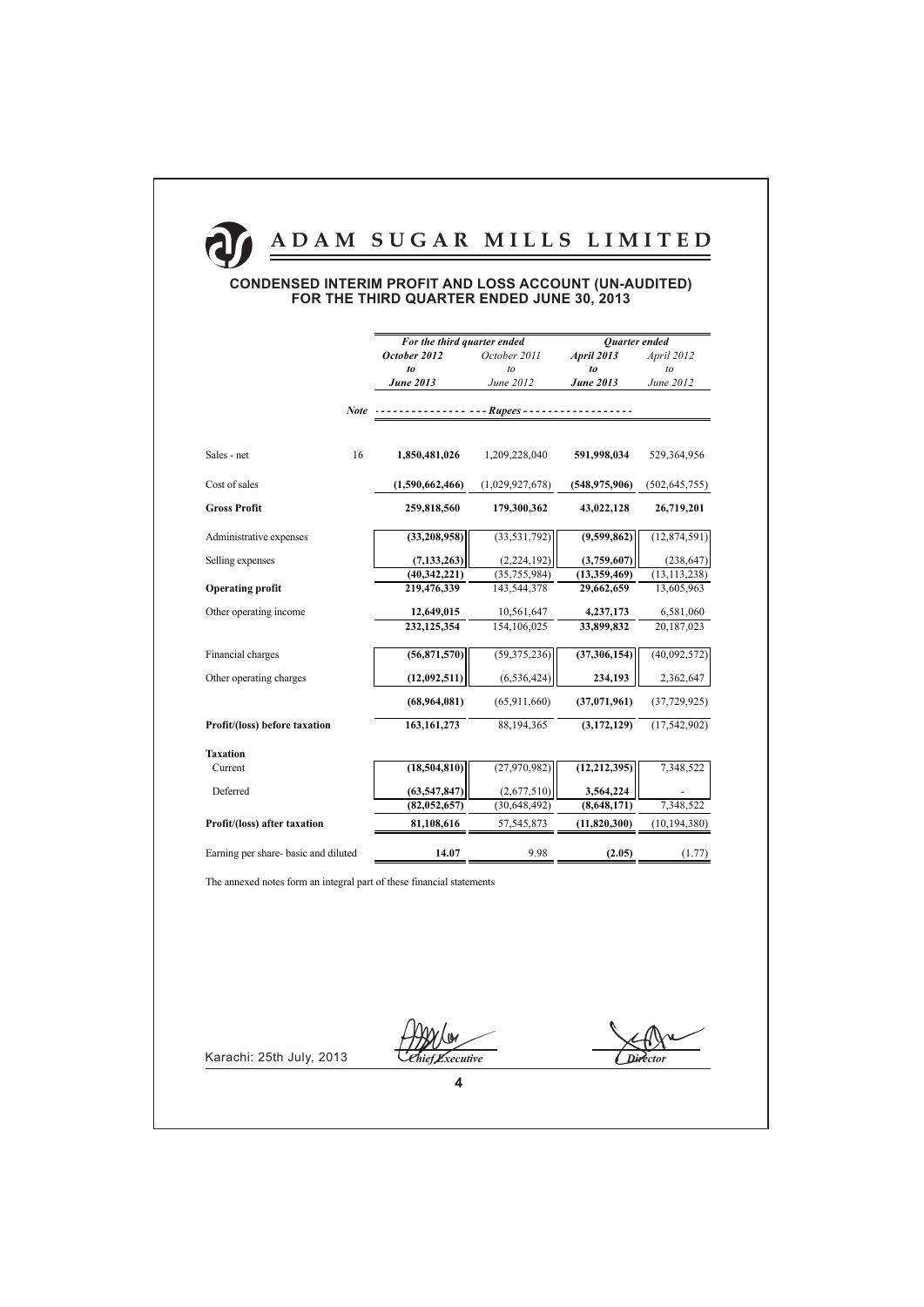# ADAM SUGAR MILLS LIMITED

## CONDENSED INTERIM PROFIT AND LOSS ACCOUNT (UN-AUDITED) FOR THE THIRD QUARTER ENDED JUNE 30, 2013

| | | For the third quarter ended | | Quarter ended | |
|---|---|---|---|---|---|
| | | **October 2012 to June 2013** | October 2011 to June 2012 | **April 2013 to June 2013** | April 2012 to June 2012 |
| | **Note** | ---------------- | --- Rupees --- | ---------------- | |
| Sales - net | 16 | **1,850,481,026** | 1,209,228,040 | **591,998,034** | 529,364,956 |
| Cost of sales | | **(1,590,662,466)** | (1,029,927,678) | **(548,975,906)** | (502,645,755) |
| **Gross Profit** | | **259,818,560** | 179,300,362 | **43,022,128** | 26,719,201 |
| Administrative expenses | | **(33,208,958)** | (33,531,792) | **(9,599,862)** | (12,874,591) |
| Selling expenses | | **(7,133,263)** | (2,224,192) | **(3,759,607)** | (238,647) |
| | | **(40,342,221)** | (35,755,984) | **(13,359,469)** | (13,113,238) |
| **Operating profit** | | **219,476,339** | 143,544,378 | **29,662,659** | 13,605,963 |
| Other operating income | | **12,649,015** | 10,561,647 | **4,237,173** | 6,581,060 |
| | | **232,125,354** | 154,106,025 | **33,899,832** | 20,187,023 |
| Financial charges | | **(56,871,570)** | (59,375,236) | **(37,306,154)** | (40,092,572) |
| Other operating charges | | **(12,092,511)** | (6,536,424) | **234,193** | 2,362,647 |
| | | **(68,964,081)** | (65,911,660) | **(37,071,961)** | (37,729,925) |
| **Profit/(loss) before taxation** | | **163,161,273** | 88,194,365 | **(3,172,129)** | (17,542,902) |
| **Taxation** | | | | | |
| Current | | **(18,504,810)** | (27,970,982) | **(12,212,395)** | 7,348,522 |
| Deferred | | **(63,547,847)** | (2,677,510) | **3,564,224** | - |
| | | **(82,052,657)** | (30,648,492) | **(8,648,171)** | 7,348,522 |
| **Profit/(loss) after taxation** | | **81,108,616** | 57,545,873 | **(11,820,300)** | (10,194,380) |
| Earning per share- basic and diluted | | **14.07** | 9.98 | **(2.05)** | (1.77) |

The annexed notes form an integral part of these financial statements

Karachi: 25th July, 2013

*Chief Executive*

*Director*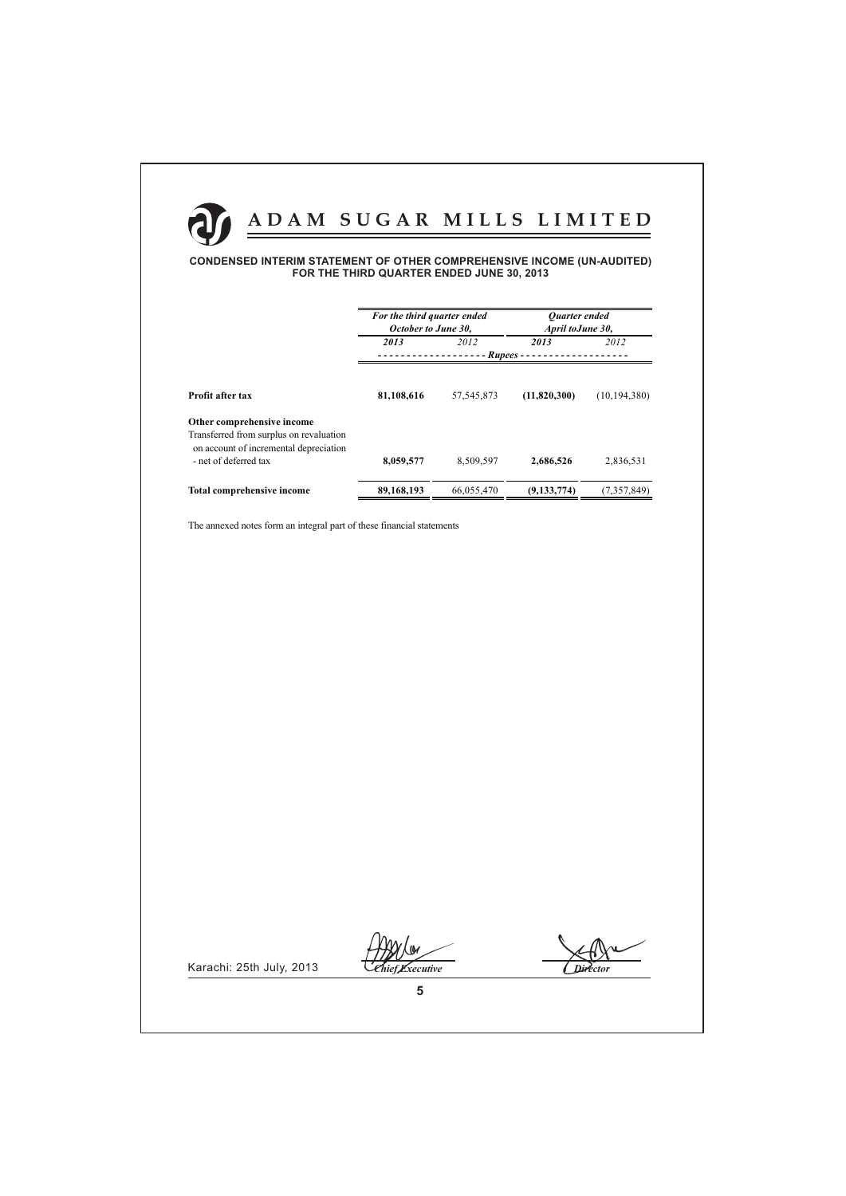# ADAM SUGAR MILLS LIMITED

## CONDENSED INTERIM STATEMENT OF OTHER COMPREHENSIVE INCOME (UN-AUDITED) FOR THE THIRD QUARTER ENDED JUNE 30, 2013

| | *For the third quarter ended October to June 30,* | | *Quarter ended April toJune 30,* | |
|---|---|---|---|---|
| | ***2013*** | *2012* | ***2013*** | *2012* |
| | *Rupees* | | | |
| **Profit after tax** | **81,108,616** | 57,545,873 | **(11,820,300)** | (10,194,380) |
| **Other comprehensive income** | | | | |
| Transferred from surplus on revaluation on account of incremental depreciation - net of deferred tax | **8,059,577** | 8,509,597 | **2,686,526** | 2,836,531 |
| **Total comprehensive income** | **89,168,193** | 66,055,470 | **(9,133,774)** | (7,357,849) |

The annexed notes form an integral part of these financial statements

Karachi: 25th July, 2013

*Chief Executive*

*Director*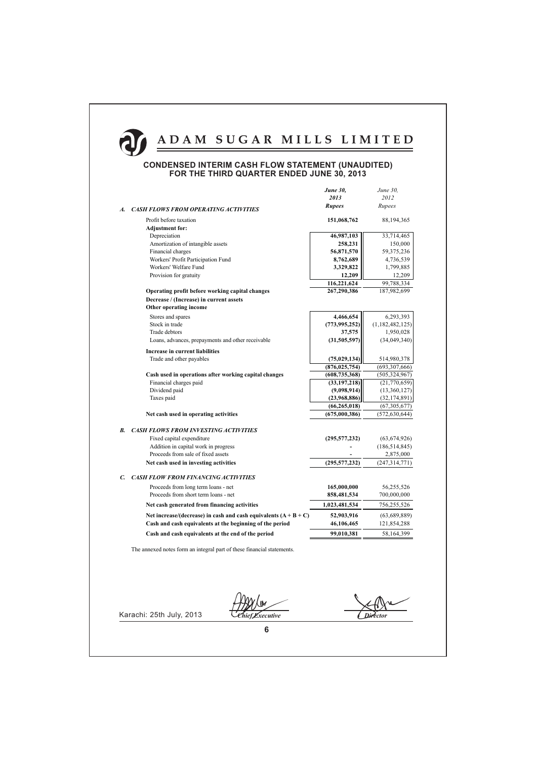# ADAM SUGAR MILLS LIMITED

## CONDENSED INTERIM CASH FLOW STATEMENT (UNAUDITED) FOR THE THIRD QUARTER ENDED JUNE 30, 2013

| | ***June 30, 2013*** | *June 30, 2012* |
|---|---|---|
| | ***Rupees*** | *Rupees* |
| ***A. CASH FLOWS FROM OPERATING ACTIVITIES*** | | |
| Profit before taxation | **151,068,762** | 88,194,365 |
| **Adjustment for:** | | |
| Depreciation | **46,987,103** | 33,714,465 |
| Amortization of intangible assets | **258,231** | 150,000 |
| Financial charges | **56,871,570** | 59,375,236 |
| Workers' Profit Participation Fund | **8,762,689** | 4,736,539 |
| Workers' Welfare Fund | **3,329,822** | 1,799,885 |
| Provision for gratuity | **12,209** | 12,209 |
| | **116,221,624** | 99,788,334 |
| **Operating profit before working capital changes** | **267,290,386** | 187,982,699 |
| **Decrease / (Increase) in current assets** | | |
| **Other operating income** | | |
| Stores and spares | **4,466,654** | 6,293,393 |
| Stock in trade | **(773,995,252)** | (1,182,482,125) |
| Trade debtors | **37,575** | 1,950,028 |
| Loans, advances, prepayments and other receivable | **(31,505,597)** | (34,049,340) |
| **Increase in current liabilities** | | |
| Trade and other payables | **(75,029,134)** | 514,980,378 |
| | **(876,025,754)** | (693,307,666) |
| **Cash used in operations after working capital changes** | **(608,735,368)** | (505,324,967) |
| Financial charges paid | **(33,197,218)** | (21,770,659) |
| Dividend paid | **(9,098,914)** | (13,360,127) |
| Taxes paid | **(23,968,886)** | (32,174,891) |
| | **(66,265,018)** | (67,305,677) |
| **Net cash used in operating activities** | **(675,000,386)** | (572,630,644) |
| ***B. CASH FLOWS FROM INVESTING ACTIVITIES*** | | |
| Fixed capital expenditure | **(295,577,232)** | (63,674,926) |
| Addition in capital work in progress | **-** | (186,514,845) |
| Proceeds from sale of fixed assets | **-** | 2,875,000 |
| **Net cash used in investing activities** | **(295,577,232)** | (247,314,771) |
| ***C. CASH FLOW FROM FINANCING ACTIVITIES*** | | |
| Proceeds from long term loans - net | **165,000,000** | 56,255,526 |
| Proceeds from short term loans - net | **858,481,534** | 700,000,000 |
| **Net cash generated from financing activities** | **1,023,481,534** | 756,255,526 |
| **Net increase/(decrease) in cash and cash equivalents (A + B + C)** | **52,903,916** | (63,689,889) |
| **Cash and cash equivalents at the beginning of the period** | **46,106,465** | 121,854,288 |
| **Cash and cash equivalents at the end of the period** | **99,010,381** | 58,164,399 |

The annexed notes form an integral part of these financial statements.

Karachi: 25th July, 2013

*Chief Executive* *Director*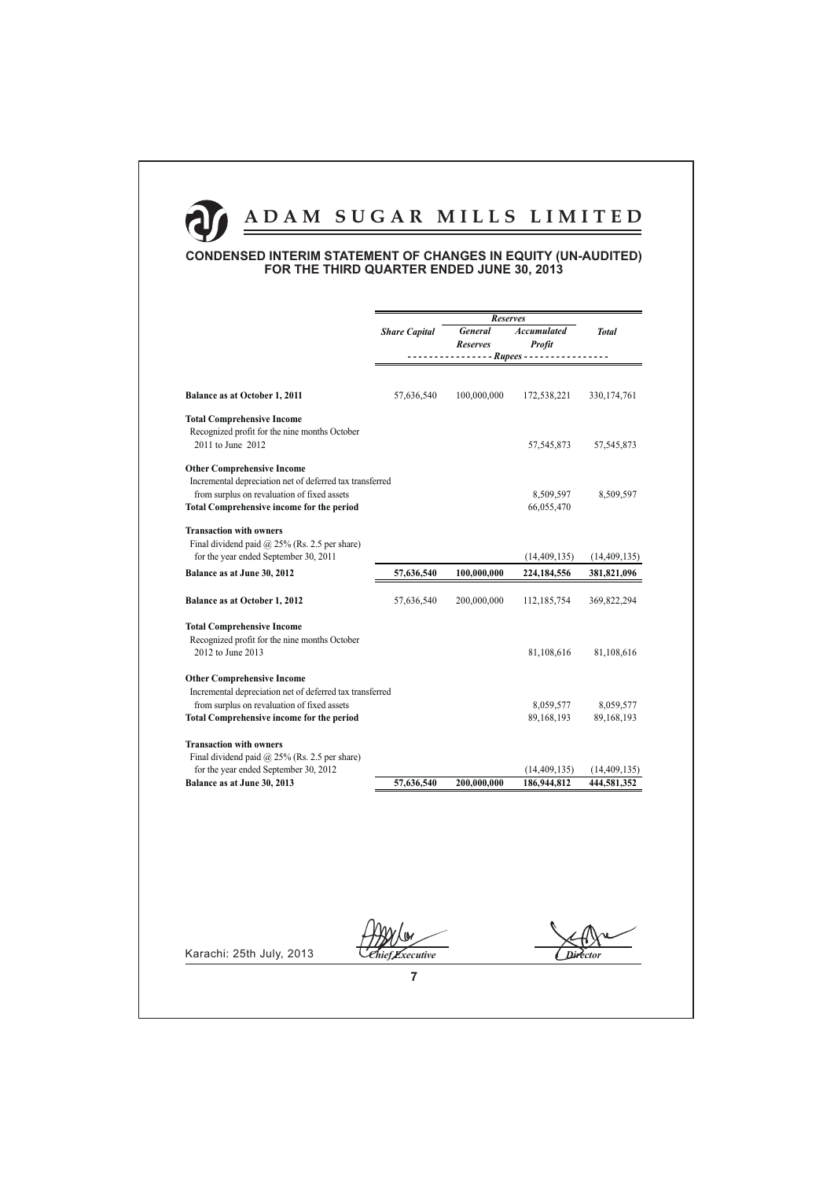# ADAM SUGAR MILLS LIMITED

## CONDENSED INTERIM STATEMENT OF CHANGES IN EQUITY (UN-AUDITED) FOR THE THIRD QUARTER ENDED JUNE 30, 2013

| | *Share Capital* | *Reserves* | | *Total* |
|---|---|---|---|---|
| | | *General Reserves* | *Accumulated Profit* | |
| | ---------------- *Rupees* ---------------- | | | |
| **Balance as at October 1, 2011** | 57,636,540 | 100,000,000 | 172,538,221 | 330,174,761 |
| **Total Comprehensive Income** | | | | |
| Recognized profit for the nine months October 2011 to June 2012 | | | 57,545,873 | 57,545,873 |
| **Other Comprehensive Income** | | | | |
| Incremental depreciation net of deferred tax transferred from surplus on revaluation of fixed assets | | | 8,509,597 | 8,509,597 |
| **Total Comprehensive income for the period** | | | 66,055,470 | |
| **Transaction with owners** | | | | |
| Final dividend paid @ 25% (Rs. 2.5 per share) for the year ended September 30, 2011 | | | (14,409,135) | (14,409,135) |
| **Balance as at June 30, 2012** | **57,636,540** | **100,000,000** | **224,184,556** | **381,821,096** |
| **Balance as at October 1, 2012** | 57,636,540 | 200,000,000 | 112,185,754 | 369,822,294 |
| **Total Comprehensive Income** | | | | |
| Recognized profit for the nine months October 2012 to June 2013 | | | 81,108,616 | 81,108,616 |
| **Other Comprehensive Income** | | | | |
| Incremental depreciation net of deferred tax transferred from surplus on revaluation of fixed assets | | | 8,059,577 | 8,059,577 |
| **Total Comprehensive income for the period** | | | 89,168,193 | 89,168,193 |
| **Transaction with owners** | | | | |
| Final dividend paid @ 25% (Rs. 2.5 per share) for the year ended September 30, 2012 | | | (14,409,135) | (14,409,135) |
| **Balance as at June 30, 2013** | **57,636,540** | **200,000,000** | **186,944,812** | **444,581,352** |

Karachi: 25th July, 2013

*Chief Executive* *Director*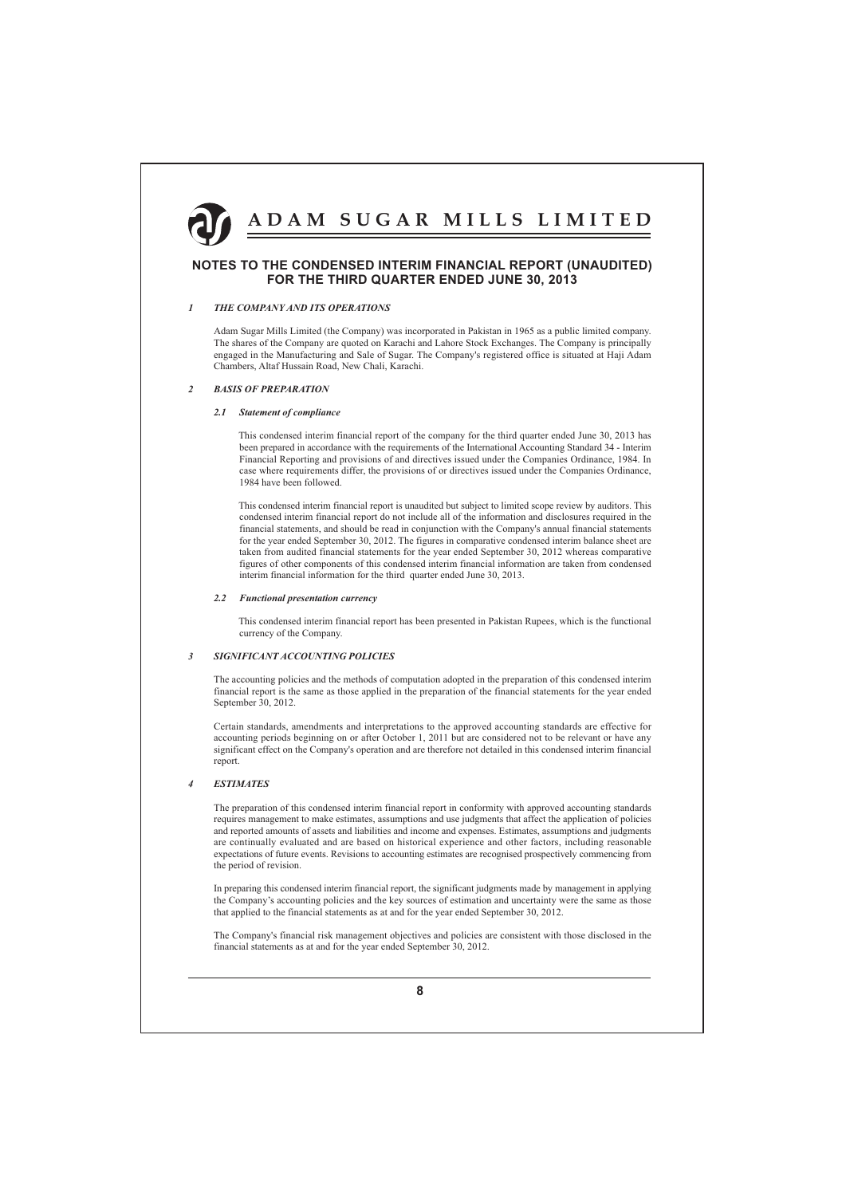# ADAM SUGAR MILLS LIMITED

## NOTES TO THE CONDENSED INTERIM FINANCIAL REPORT (UNAUDITED) FOR THE THIRD QUARTER ENDED JUNE 30, 2013

### *1 THE COMPANY AND ITS OPERATIONS*

Adam Sugar Mills Limited (the Company) was incorporated in Pakistan in 1965 as a public limited company. The shares of the Company are quoted on Karachi and Lahore Stock Exchanges. The Company is principally engaged in the Manufacturing and Sale of Sugar. The Company's registered office is situated at Haji Adam Chambers, Altaf Hussain Road, New Chali, Karachi.

### *2 BASIS OF PREPARATION*

#### *2.1 Statement of compliance*

This condensed interim financial report of the company for the third quarter ended June 30, 2013 has been prepared in accordance with the requirements of the International Accounting Standard 34 - Interim Financial Reporting and provisions of and directives issued under the Companies Ordinance, 1984. In case where requirements differ, the provisions of or directives issued under the Companies Ordinance, 1984 have been followed.

This condensed interim financial report is unaudited but subject to limited scope review by auditors. This condensed interim financial report do not include all of the information and disclosures required in the financial statements, and should be read in conjunction with the Company's annual financial statements for the year ended September 30, 2012. The figures in comparative condensed interim balance sheet are taken from audited financial statements for the year ended September 30, 2012 whereas comparative figures of other components of this condensed interim financial information are taken from condensed interim financial information for the third quarter ended June 30, 2013.

#### *2.2 Functional presentation currency*

This condensed interim financial report has been presented in Pakistan Rupees, which is the functional currency of the Company.

### *3 SIGNIFICANT ACCOUNTING POLICIES*

The accounting policies and the methods of computation adopted in the preparation of this condensed interim financial report is the same as those applied in the preparation of the financial statements for the year ended September 30, 2012.

Certain standards, amendments and interpretations to the approved accounting standards are effective for accounting periods beginning on or after October 1, 2011 but are considered not to be relevant or have any significant effect on the Company's operation and are therefore not detailed in this condensed interim financial report.

### *4 ESTIMATES*

The preparation of this condensed interim financial report in conformity with approved accounting standards requires management to make estimates, assumptions and use judgments that affect the application of policies and reported amounts of assets and liabilities and income and expenses. Estimates, assumptions and judgments are continually evaluated and are based on historical experience and other factors, including reasonable expectations of future events. Revisions to accounting estimates are recognised prospectively commencing from the period of revision.

In preparing this condensed interim financial report, the significant judgments made by management in applying the Company's accounting policies and the key sources of estimation and uncertainty were the same as those that applied to the financial statements as at and for the year ended September 30, 2012.

The Company's financial risk management objectives and policies are consistent with those disclosed in the financial statements as at and for the year ended September 30, 2012.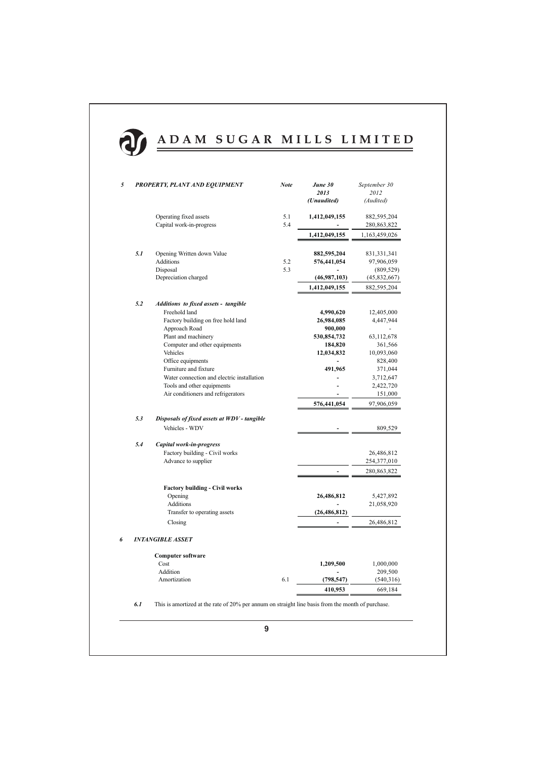## 5 PROPERTY, PLANT AND EQUIPMENT

| | Note | June 30 2013 (Unaudited) | September 30 2012 (Audited) |
|---|---|---|---|
| Operating fixed assets | 5.1 | **1,412,049,155** | 882,595,204 |
| Capital work-in-progress | 5.4 | **-** | 280,863,822 |
| | | **1,412,049,155** | 1,163,459,026 |

### 5.1

| | Note | June 30 2013 | September 30 2012 |
|---|---|---|---|
| Opening Written down Value | | **882,595,204** | 831,331,341 |
| Additions | 5.2 | **576,441,054** | 97,906,059 |
| Disposal | 5.3 | **-** | (809,529) |
| Depreciation charged | | **(46,987,103)** | (45,832,667) |
| | | **1,412,049,155** | 882,595,204 |

### 5.2 *Additions to fixed assets - tangible*

| | June 30 2013 | September 30 2012 |
|---|---|---|
| Freehold land | **4,990,620** | 12,405,000 |
| Factory building on free hold land | **26,984,085** | 4,447,944 |
| Approach Road | **900,000** | - |
| Plant and machinery | **530,854,732** | 63,112,678 |
| Computer and other equipments | **184,820** | 361,566 |
| Vehicles | **12,034,832** | 10,093,060 |
| Office equipments | **-** | 828,400 |
| Furniture and fixture | **491,965** | 371,044 |
| Water connection and electric installation | **-** | 3,712,647 |
| Tools and other equipments | **-** | 2,422,720 |
| Air conditioners and refrigerators | **-** | 151,000 |
| | **576,441,054** | 97,906,059 |

### 5.3 *Disposals of fixed assets at WDV - tangible*

| | June 30 2013 | September 30 2012 |
|---|---|---|
| Vehicles - WDV | **-** | 809,529 |

### 5.4 *Capital work-in-progress*

| | June 30 2013 | September 30 2012 |
|---|---|---|
| Factory building - Civil works | | 26,486,812 |
| Advance to supplier | | 254,377,010 |
| | **-** | 280,863,822 |

**Factory building - Civil works**

| | June 30 2013 | September 30 2012 |
|---|---|---|
| Opening | **26,486,812** | 5,427,892 |
| Additions | **-** | 21,058,920 |
| Transfer to operating assets | **(26,486,812)** | |
| Closing | **-** | 26,486,812 |

## 6 INTANGIBLE ASSET

**Computer software**

| | Note | June 30 2013 | September 30 2012 |
|---|---|---|---|
| Cost | | **1,209,500** | 1,000,000 |
| Addition | | **-** | 209,500 |
| Amortization | 6.1 | **(798,547)** | (540,316) |
| | | **410,953** | 669,184 |

***6.1*** This is amortized at the rate of 20% per annum on straight line basis from the month of purchase.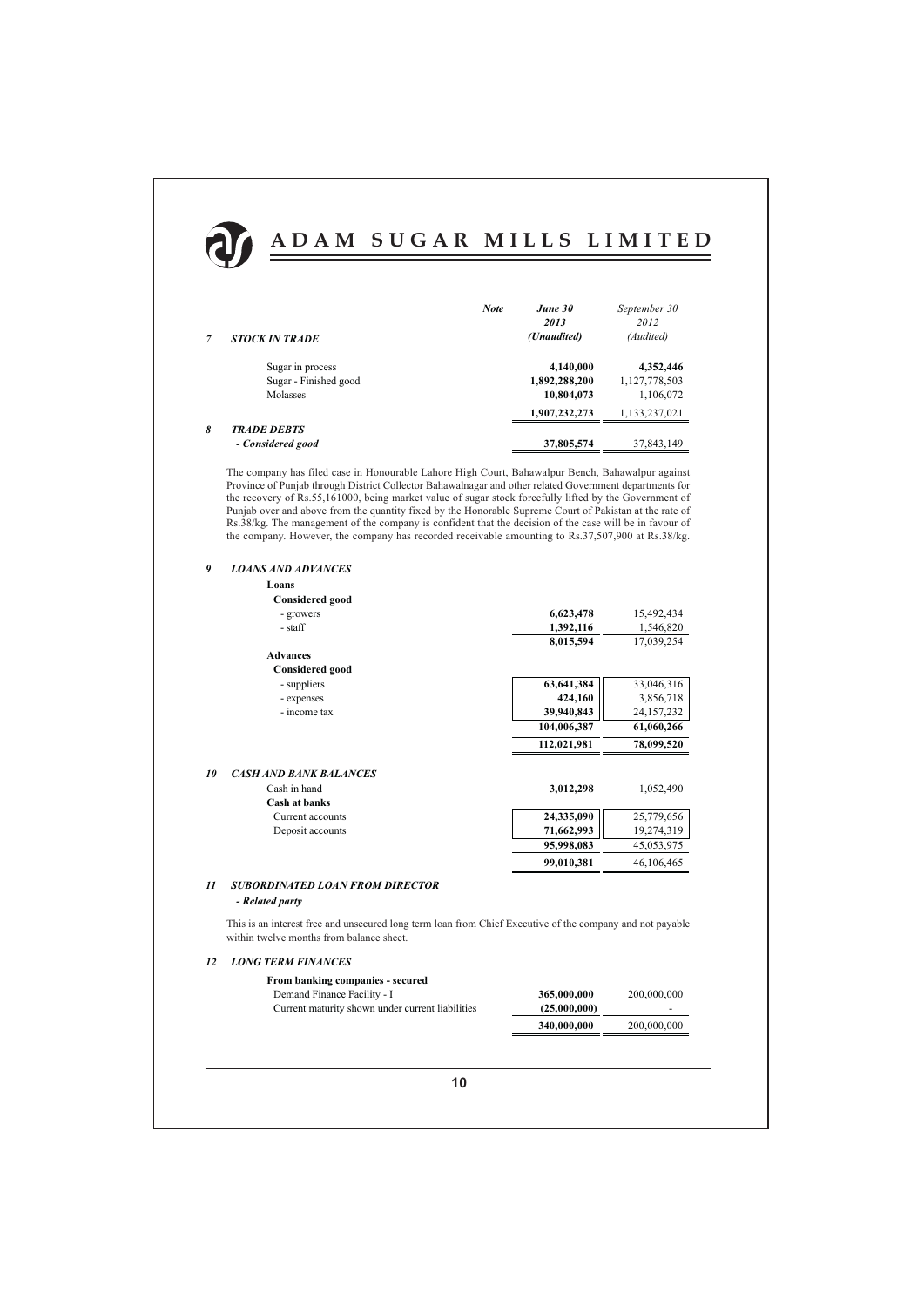|   |   | Note | June 30 2013 (Unaudited) | September 30 2012 (Audited) |
|---|---|---|---|---|
| 7 | ***STOCK IN TRADE*** | | | |
| | Sugar in process | | **4,140,000** | 4,352,446 |
| | Sugar - Finished good | | **1,892,288,200** | 1,127,778,503 |
| | Molasses | | **10,804,073** | 1,106,072 |
| | | | **1,907,232,273** | 1,133,237,021 |
| 8 | ***TRADE DEBTS*** | | | |
| | ***- Considered good*** | | **37,805,574** | 37,843,149 |

The company has filed case in Honourable Lahore High Court, Bahawalpur Bench, Bahawalpur against Province of Punjab through District Collector Bahawalnagar and other related Government departments for the recovery of Rs.55,161000, being market value of sugar stock forcefully lifted by the Government of Punjab over and above from the quantity fixed by the Honorable Supreme Court of Pakistan at the rate of Rs.38/kg. The management of the company is confident that the decision of the case will be in favour of the company. However, the company has recorded receivable amounting to Rs.37,507,900 at Rs.38/kg.

|   |   | June 30 2013 (Unaudited) | September 30 2012 (Audited) |
|---|---|---|---|
| 9 | ***LOANS AND ADVANCES*** | | |
| | **Loans** | | |
| | **Considered good** | | |
| | - growers | **6,623,478** | 15,492,434 |
| | - staff | **1,392,116** | 1,546,820 |
| | | **8,015,594** | 17,039,254 |
| | **Advances** | | |
| | **Considered good** | | |
| | - suppliers | **63,641,384** | 33,046,316 |
| | - expenses | **424,160** | 3,856,718 |
| | - income tax | **39,940,843** | 24,157,232 |
| | | **104,006,387** | 61,060,266 |
| | | **112,021,981** | 78,099,520 |
| 10 | ***CASH AND BANK BALANCES*** | | |
| | Cash in hand | **3,012,298** | 1,052,490 |
| | **Cash at banks** | | |
| | Current accounts | **24,335,090** | 25,779,656 |
| | Deposit accounts | **71,662,993** | 19,274,319 |
| | | **95,998,083** | 45,053,975 |
| | | **99,010,381** | 46,106,465 |

### 11 *SUBORDINATED LOAN FROM DIRECTOR*

***- Related party***

This is an interest free and unsecured long term loan from Chief Executive of the company and not payable within twelve months from balance sheet.

### 12 *LONG TERM FINANCES*

| | June 30 2013 (Unaudited) | September 30 2012 (Audited) |
|---|---|---|
| **From banking companies - secured** | | |
| Demand Finance Facility - I | **365,000,000** | 200,000,000 |
| Current maturity shown under current liabilities | **(25,000,000)** | - |
| | **340,000,000** | 200,000,000 |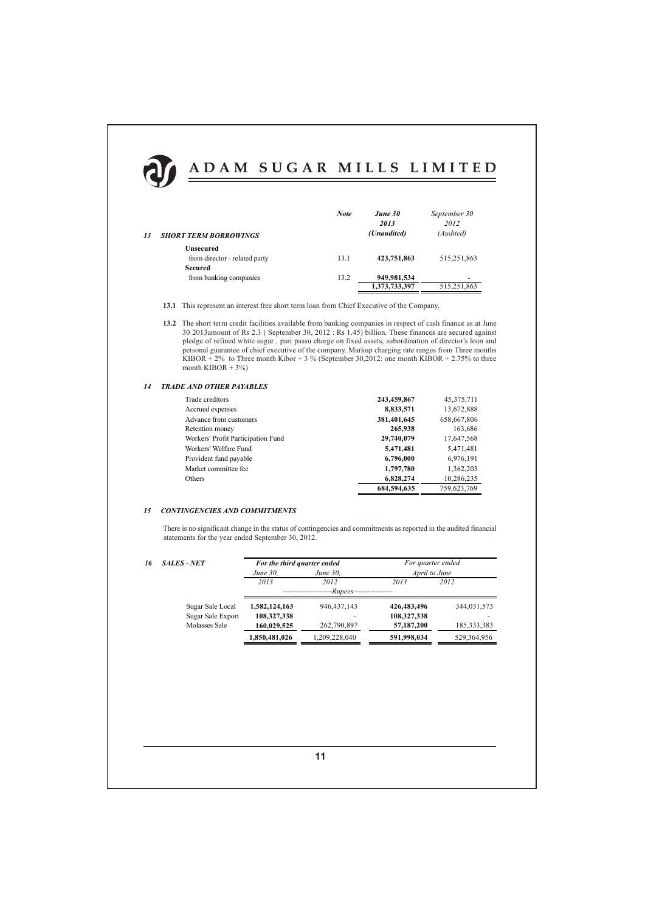| 13 SHORT TERM BORROWINGS | Note | June 30 2013 (Unaudited) | September 30 2012 (Audited) |
|---|---|---|---|
| **Unsecured** | | | |
| from director - related party | 13.1 | **423,751,863** | 515,251,863 |
| **Secured** | | | |
| from banking companies | 13.2 | **949,981,534** | - |
| | | **1,373,733,397** | 515,251,863 |

**13.1** This represent an interest free short term loan from Chief Executive of the Company.

**13.2** The short term credit facilities available from banking companies in respect of cash finance as at June 30 2013amount of Rs 2.3 ( September 30, 2012 : Rs 1.45) billion. These finances are secured against pledge of refined white sugar , pari passu charge on fixed assets, subordination of director's loan and personal guarantee of chief executive of the company. Markup charging rate ranges from Three months KIBOR + 2% to Three month Kibor + 3 % (September 30,2012: one month KIBOR + 2.75% to three month KIBOR + 3%)

### 14 TRADE AND OTHER PAYABLES

| | June 30 2013 | September 30 2012 |
|---|---|---|
| Trade creditors | **243,459,867** | 45,375,711 |
| Accrued expenses | **8,833,571** | 13,672,888 |
| Advance from customers | **381,401,645** | 658,667,806 |
| Retention money | **265,938** | 163,686 |
| Workers' Profit Participation Fund | **29,740,079** | 17,647,568 |
| Workers' Welfare Fund | **5,471,481** | 5,471,481 |
| Provident fund payable | **6,796,000** | 6,976,191 |
| Market committee fee | **1,797,780** | 1,362,203 |
| Others | **6,828,274** | 10,286,235 |
| | **684,594,635** | 759,623,769 |

### 15 CONTINGENCIES AND COMMITMENTS

There is no significant change in the status of contingencies and commitments as reported in the audited financial statements for the year ended September 30, 2012.

### 16 SALES - NET

| | For the third quarter ended | | For quarter ended April to June | |
|---|---|---|---|---|
| | June 30, 2013 | June 30, 2012 | 2013 | 2012 |
| | --------------------Rupees---------------- | | | |
| Sugar Sale Local | **1,582,124,163** | 946,437,143 | **426,483,496** | 344,031,573 |
| Sugar Sale Export | **108,327,338** | - | **108,327,338** | - |
| Molasses Sale | **160,029,525** | 262,790,897 | **57,187,200** | 185,333,383 |
| | **1,850,481,026** | 1,209,228,040 | **591,998,034** | 529,364,956 |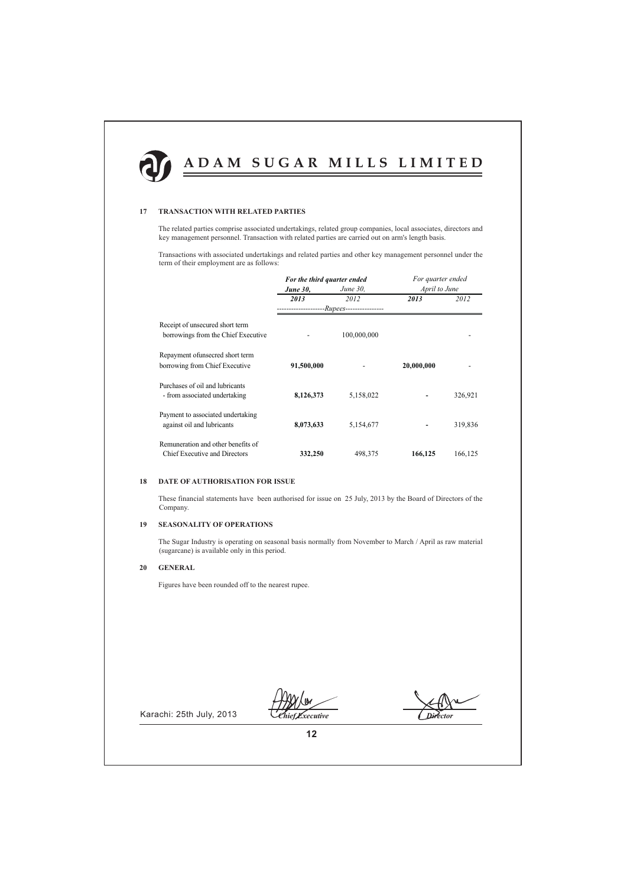## 17 TRANSACTION WITH RELATED PARTIES

The related parties comprise associated undertakings, related group companies, local associates, directors and key management personnel. Transaction with related parties are carried out on arm's length basis.

Transactions with associated undertakings and related parties and other key management personnel under the term of their employment are as follows:

| | *For the third quarter ended* | | *For quarter ended* | |
|---|---|---|---|---|
| | ***June 30,*** | *June 30,* | *April to June* | |
| | ***2013*** | *2012* | ***2013*** | *2012* |
| | --------------------*Rupees*---------------- | | | |
| Receipt of unsecured short term borrowings from the Chief Executive | - | 100,000,000 | | - |
| Repayment ofunsecred short term borrowing from Chief Executive | **91,500,000** | - | **20,000,000** | - |
| Purchases of oil and lubricants - from associated undertaking | **8,126,373** | 5,158,022 | **-** | 326,921 |
| Payment to associated undertaking against oil and lubricants | **8,073,633** | 5,154,677 | **-** | 319,836 |
| Remuneration and other benefits of Chief Executive and Directors | **332,250** | 498,375 | **166,125** | 166,125 |

## 18 DATE OF AUTHORISATION FOR ISSUE

These financial statements have been authorised for issue on 25 July, 2013 by the Board of Directors of the Company.

## 19 SEASONALITY OF OPERATIONS

The Sugar Industry is operating on seasonal basis normally from November to March / April as raw material (sugarcane) is available only in this period.

## 20 GENERAL

Figures have been rounded off to the nearest rupee.

Karachi: 25th July, 2013

*Chief Executive* *Director*